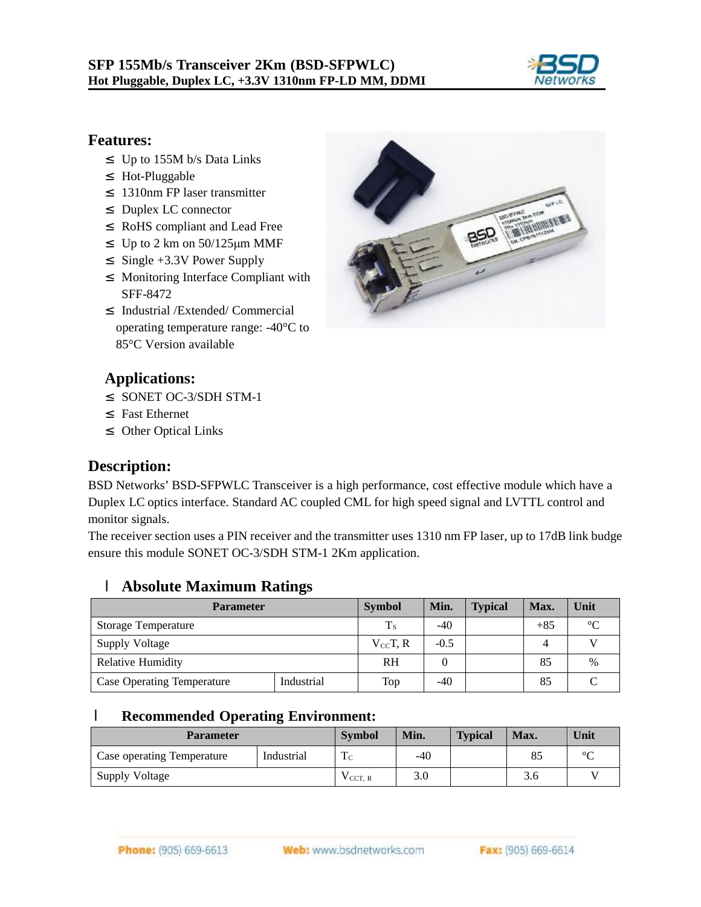# SFP 155Mb/s Transceiver 2Km (BSD-SFPWLC)
**Hot Pluggable, Duplex LC, +3.3V 1310nm FP-LD MM, DDMI**

## Features:

- Up to 155M b/s Data Links
- Hot-Pluggable
- 1310nm FP laser transmitter
- Duplex LC connector
- RoHS compliant and Lead Free
- Up to 2 km on 50/125μm MMF
- Single +3.3V Power Supply
- Monitoring Interface Compliant with SFF-8472
- Industrial /Extended/ Commercial operating temperature range: -40°C to 85°C Version available

## Applications:

- SONET OC-3/SDH STM-1
- Fast Ethernet
- Other Optical Links

## Description:

BSD Networks' BSD-SFPWLC Transceiver is a high performance, cost effective module which have a Duplex LC optics interface. Standard AC coupled CML for high speed signal and LVTTL control and monitor signals.

The receiver section uses a PIN receiver and the transmitter uses 1310 nm FP laser, up to 17dB link budge ensure this module SONET OC-3/SDH STM-1 2Km application.

## Absolute Maximum Ratings

| Parameter | | Symbol | Min. | Typical | Max. | Unit |
|---|---|---|---|---|---|---|
| Storage Temperature | | $T_S$ | -40 | | +85 | °C |
| Supply Voltage | | $V_{CC}T, R$ | -0.5 | | 4 | V |
| Relative Humidity | | RH | 0 | | 85 | % |
| Case Operating Temperature | Industrial | Top | -40 | | 85 | C |

## Recommended Operating Environment:

| Parameter | | Symbol | Min. | Typical | Max. | Unit |
|---|---|---|---|---|---|---|
| Case operating Temperature | Industrial | $T_C$ | -40 | | 85 | °C |
| Supply Voltage | | $V_{CCT,\ R}$ | 3.0 | | 3.6 | V |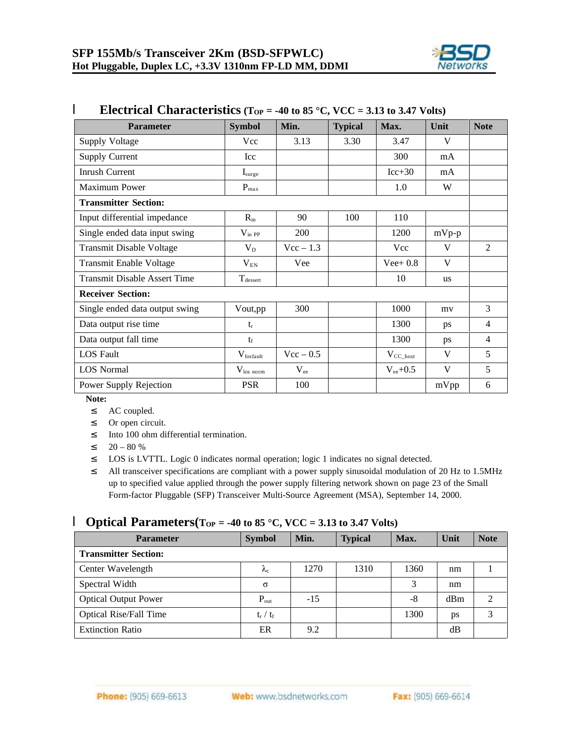## Electrical Characteristics ($T_{OP}$ = -40 to 85 °C, VCC = 3.13 to 3.47 Volts)

| Parameter | Symbol | Min. | Typical | Max. | Unit | Note |
|---|---|---|---|---|---|---|
| Supply Voltage | Vcc | 3.13 | 3.30 | 3.47 | V | |
| Supply Current | Icc | | | 300 | mA | |
| Inrush Current | $I_{surge}$ | | | Icc+30 | mA | |
| Maximum Power | $P_{max}$ | | | 1.0 | W | |
| **Transmitter Section:** | | | | | | |
| Input differential impedance | $R_{in}$ | 90 | 100 | 110 | | |
| Single ended data input swing | $V_{in\ PP}$ | 200 | | 1200 | mVp-p | |
| Transmit Disable Voltage | $V_D$ | Vcc – 1.3 | | Vcc | V | 2 |
| Transmit Enable Voltage | $V_{EN}$ | Vee | | Vee+ 0.8 | V | |
| Transmit Disable Assert Time | $T_{dessert}$ | | | 10 | us | |
| **Receiver Section:** | | | | | | |
| Single ended data output swing | Vout,pp | 300 | | 1000 | mv | 3 |
| Data output rise time | $t_r$ | | | 1300 | ps | 4 |
| Data output fall time | $t_f$ | | | 1300 | ps | 4 |
| LOS Fault | $V_{losfault}$ | Vcc – 0.5 | | $V_{CC\_host}$ | V | 5 |
| LOS Normal | $V_{los\ norm}$ | $V_{ee}$ | | $V_{ee}$+0.5 | V | 5 |
| Power Supply Rejection | PSR | 100 | | | mVpp | 6 |

**Note:**

1. AC coupled.
2. Or open circuit.
3. Into 100 ohm differential termination.
4. 20 – 80 %
5. LOS is LVTTL. Logic 0 indicates normal operation; logic 1 indicates no signal detected.
6. All transceiver specifications are compliant with a power supply sinusoidal modulation of 20 Hz to 1.5MHz up to specified value applied through the power supply filtering network shown on page 23 of the Small Form-factor Pluggable (SFP) Transceiver Multi-Source Agreement (MSA), September 14, 2000.

## Optical Parameters($T_{OP}$ = -40 to 85 °C, VCC = 3.13 to 3.47 Volts)

| Parameter | Symbol | Min. | Typical | Max. | Unit | Note |
|---|---|---|---|---|---|---|
| **Transmitter Section:** | | | | | | |
| Center Wavelength | $\lambda_c$ | 1270 | 1310 | 1360 | nm | 1 |
| Spectral Width | $\sigma$ | | | 3 | nm | |
| Optical Output Power | $P_{out}$ | -15 | | -8 | dBm | 2 |
| Optical Rise/Fall Time | $t_r$ / $t_f$ | | | 1300 | ps | 3 |
| Extinction Ratio | ER | 9.2 | | | dB | |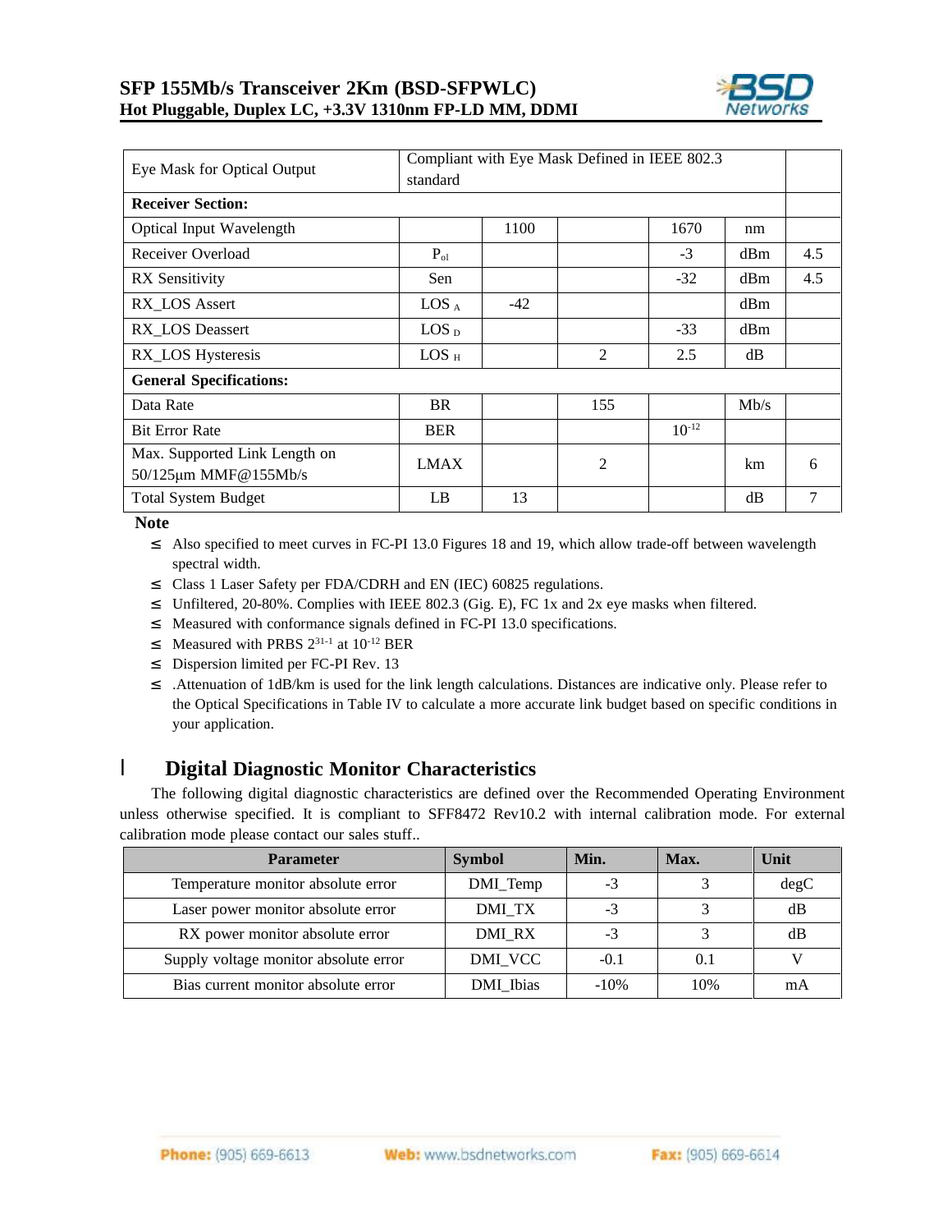| Eye Mask for Optical Output | Compliant with Eye Mask Defined in IEEE 802.3 standard | | | | | |
|---|---|---|---|---|---|---|
| **Receiver Section:** | | | | | | |
| Optical Input Wavelength | | 1100 | | 1670 | nm | |
| Receiver Overload | $P_{ol}$ | | | -3 | dBm | 4.5 |
| RX Sensitivity | Sen | | | -32 | dBm | 4.5 |
| RX_LOS Assert | $LOS_A$ | -42 | | | dBm | |
| RX_LOS Deassert | $LOS_D$ | | | -33 | dBm | |
| RX_LOS Hysteresis | $LOS_H$ | | 2 | 2.5 | dB | |
| **General Specifications:** | | | | | | |
| Data Rate | BR | | 155 | | Mb/s | |
| Bit Error Rate | BER | | | $10^{-12}$ | | |
| Max. Supported Link Length on 50/125µm MMF@155Mb/s | LMAX | | 2 | | km | 6 |
| Total System Budget | LB | 13 | | | dB | 7 |

**Note**

- Also specified to meet curves in FC-PI 13.0 Figures 18 and 19, which allow trade-off between wavelength spectral width.
- Class 1 Laser Safety per FDA/CDRH and EN (IEC) 60825 regulations.
- Unfiltered, 20-80%. Complies with IEEE 802.3 (Gig. E), FC 1x and 2x eye masks when filtered.
- Measured with conformance signals defined in FC-PI 13.0 specifications.
- Measured with PRBS $2^{31-1}$ at $10^{-12}$ BER
- Dispersion limited per FC-PI Rev. 13
- .Attenuation of 1dB/km is used for the link length calculations. Distances are indicative only. Please refer to the Optical Specifications in Table IV to calculate a more accurate link budget based on specific conditions in your application.

## Digital Diagnostic Monitor Characteristics

The following digital diagnostic characteristics are defined over the Recommended Operating Environment unless otherwise specified. It is compliant to SFF8472 Rev10.2 with internal calibration mode. For external calibration mode please contact our sales stuff..

| Parameter | Symbol | Min. | Max. | Unit |
|---|---|---|---|---|
| Temperature monitor absolute error | DMI_Temp | -3 | 3 | degC |
| Laser power monitor absolute error | DMI_TX | -3 | 3 | dB |
| RX power monitor absolute error | DMI_RX | -3 | 3 | dB |
| Supply voltage monitor absolute error | DMI_VCC | -0.1 | 0.1 | V |
| Bias current monitor absolute error | DMI_Ibias | -10% | 10% | mA |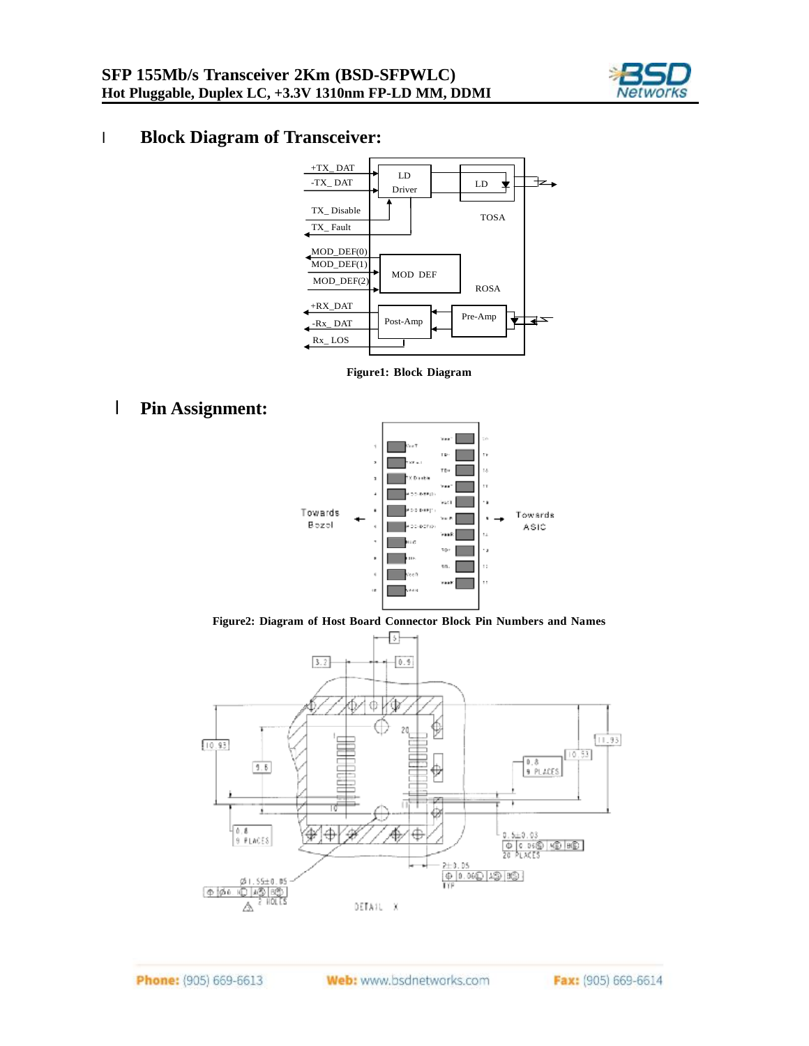## Block Diagram of Transceiver:

+TX_ DAT

-TX_ DAT

TX_ Disable

TX_ Fault

LD Driver

LD

TOSA

MOD_DEF(0)

MOD_DEF(1)

MOD_DEF(2)

MOD DEF

ROSA

+RX_DAT

-Rx_ DAT

Rx_ LOS

Post-Amp

Pre-Amp

**Figure1: Block Diagram**

## Pin Assignment:

**Figure2: Diagram of Host Board Connector Block Pin Numbers and Names**

DETAIL X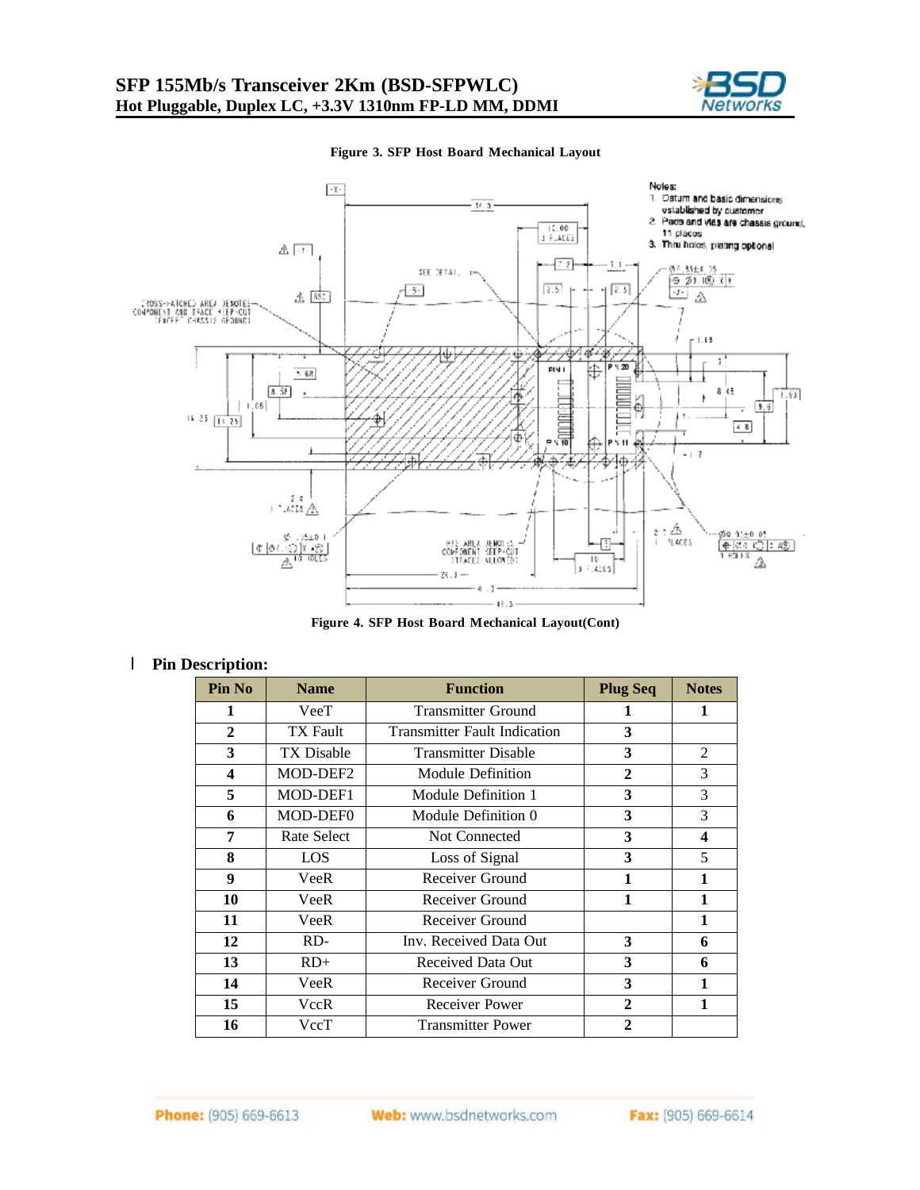**Figure 3. SFP Host Board Mechanical Layout**

Notes:
1. Datum and basic dimensions established by customer
2. Pads and vias are chassis ground, 11 places
3. Thru holes, plating optional

**Figure 4. SFP Host Board Mechanical Layout(Cont)**

## Pin Description:

| Pin No | Name | Function | Plug Seq | Notes |
|---|---|---|---|---|
| **1** | VeeT | Transmitter Ground | **1** | **1** |
| **2** | TX Fault | Transmitter Fault Indication | **3** | |
| **3** | TX Disable | Transmitter Disable | **3** | 2 |
| **4** | MOD-DEF2 | Module Definition | **2** | 3 |
| **5** | MOD-DEF1 | Module Definition 1 | **3** | 3 |
| **6** | MOD-DEF0 | Module Definition 0 | **3** | 3 |
| **7** | Rate Select | Not Connected | **3** | **4** |
| **8** | LOS | Loss of Signal | **3** | 5 |
| **9** | VeeR | Receiver Ground | **1** | **1** |
| **10** | VeeR | Receiver Ground | **1** | **1** |
| **11** | VeeR | Receiver Ground | | **1** |
| **12** | RD- | Inv. Received Data Out | **3** | **6** |
| **13** | RD+ | Received Data Out | **3** | **6** |
| **14** | VeeR | Receiver Ground | **3** | **1** |
| **15** | VccR | Receiver Power | **2** | **1** |
| **16** | VccT | Transmitter Power | **2** | |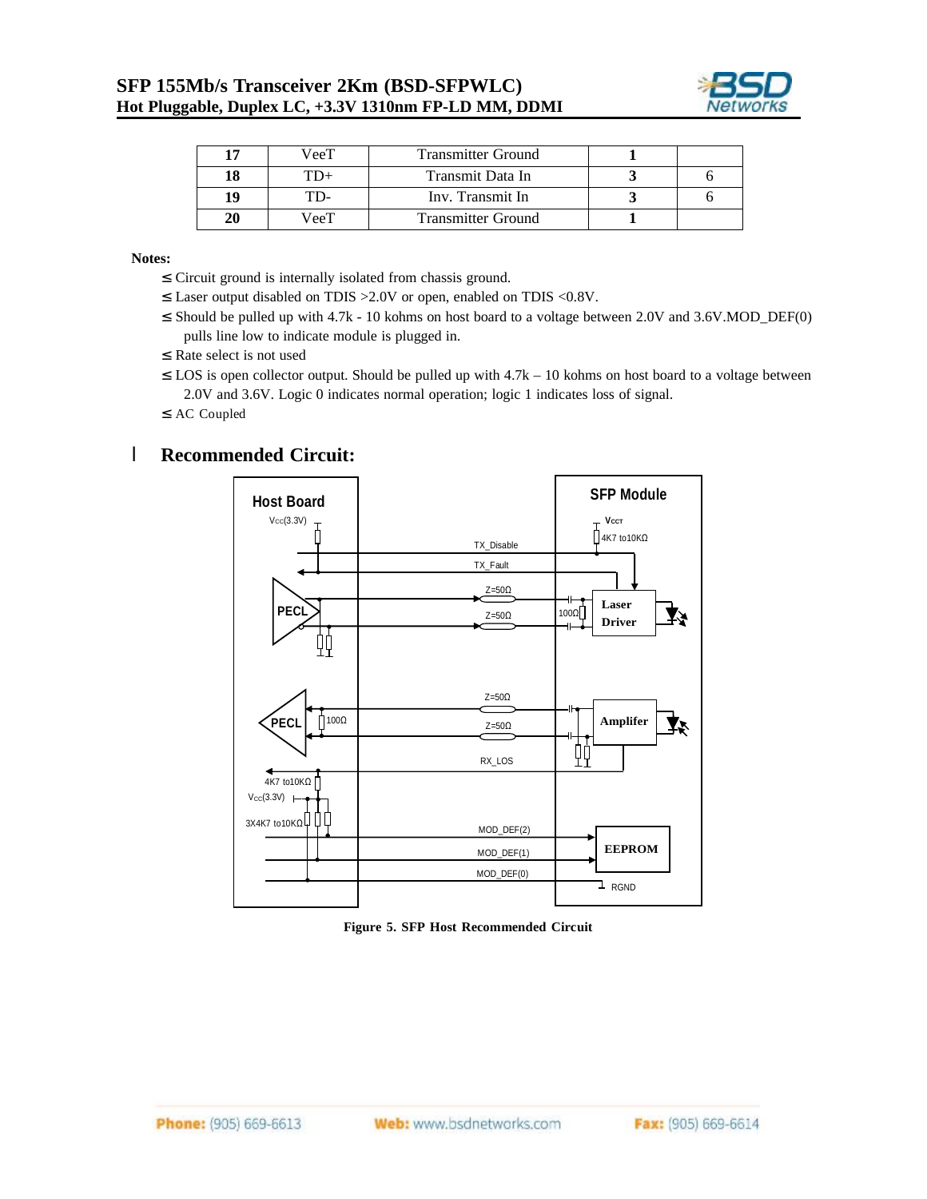| 17 | VeeT | Transmitter Ground | 1 | |
|---|---|---|---|---|
| 18 | TD+ | Transmit Data In | 3 | 6 |
| 19 | TD- | Inv. Transmit In | 3 | 6 |
| 20 | VeeT | Transmitter Ground | 1 | |

**Notes:**

- ≤ Circuit ground is internally isolated from chassis ground.
- ≤ Laser output disabled on TDIS >2.0V or open, enabled on TDIS <0.8V.
- ≤ Should be pulled up with 4.7k - 10 kohms on host board to a voltage between 2.0V and 3.6V.MOD_DEF(0) pulls line low to indicate module is plugged in.
- ≤ Rate select is not used
- ≤ LOS is open collector output. Should be pulled up with 4.7k – 10 kohms on host board to a voltage between 2.0V and 3.6V. Logic 0 indicates normal operation; logic 1 indicates loss of signal.
- ≤ AC Coupled

## l Recommended Circuit:

**Figure 5. SFP Host Recommended Circuit**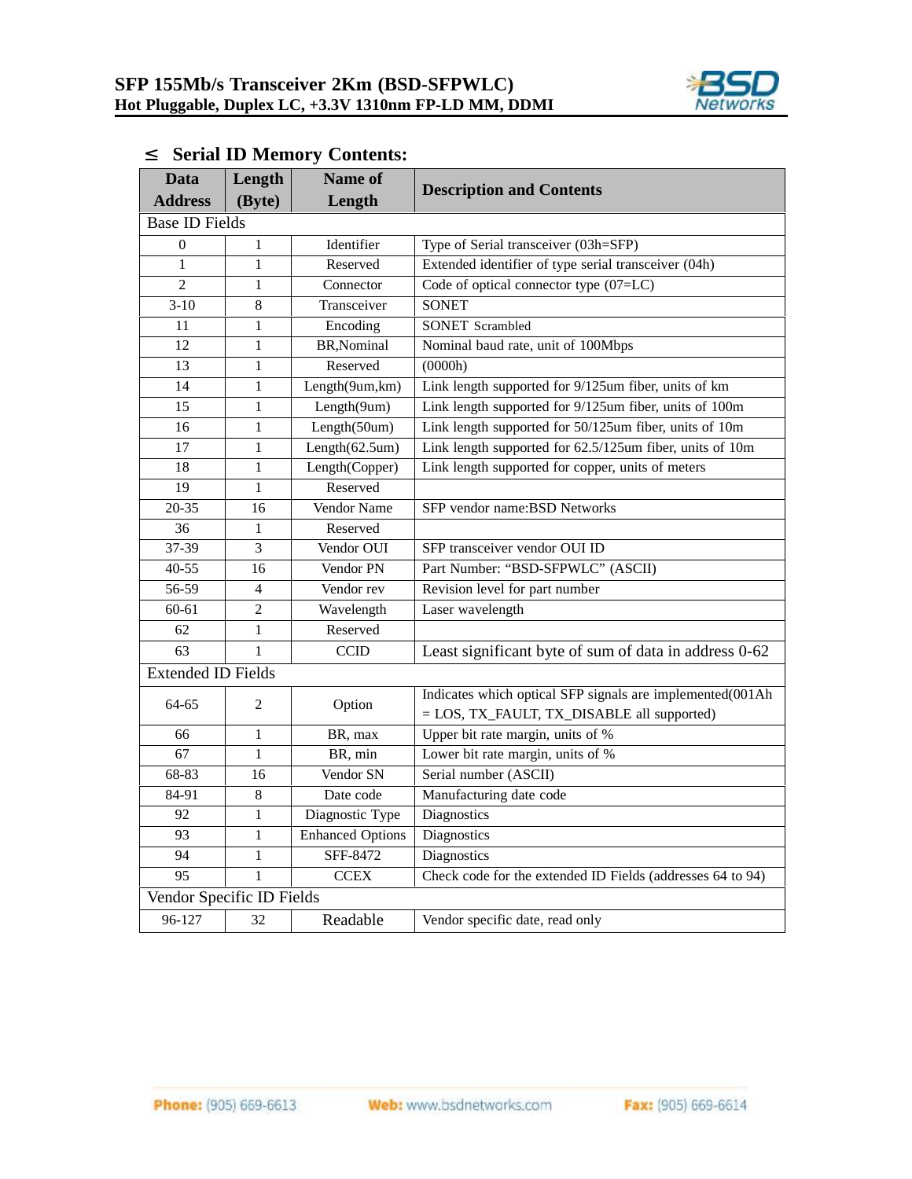## ≤ Serial ID Memory Contents:

| Data Address | Length (Byte) | Name of Length | Description and Contents |
|---|---|---|---|
| Base ID Fields | | | |
| 0 | 1 | Identifier | Type of Serial transceiver (03h=SFP) |
| 1 | 1 | Reserved | Extended identifier of type serial transceiver (04h) |
| 2 | 1 | Connector | Code of optical connector type (07=LC) |
| 3-10 | 8 | Transceiver | SONET |
| 11 | 1 | Encoding | SONET Scrambled |
| 12 | 1 | BR,Nominal | Nominal baud rate, unit of 100Mbps |
| 13 | 1 | Reserved | (0000h) |
| 14 | 1 | Length(9um,km) | Link length supported for 9/125um fiber, units of km |
| 15 | 1 | Length(9um) | Link length supported for 9/125um fiber, units of 100m |
| 16 | 1 | Length(50um) | Link length supported for 50/125um fiber, units of 10m |
| 17 | 1 | Length(62.5um) | Link length supported for 62.5/125um fiber, units of 10m |
| 18 | 1 | Length(Copper) | Link length supported for copper, units of meters |
| 19 | 1 | Reserved | |
| 20-35 | 16 | Vendor Name | SFP vendor name:BSD Networks |
| 36 | 1 | Reserved | |
| 37-39 | 3 | Vendor OUI | SFP transceiver vendor OUI ID |
| 40-55 | 16 | Vendor PN | Part Number: "BSD-SFPWLC" (ASCII) |
| 56-59 | 4 | Vendor rev | Revision level for part number |
| 60-61 | 2 | Wavelength | Laser wavelength |
| 62 | 1 | Reserved | |
| 63 | 1 | CCID | Least significant byte of sum of data in address 0-62 |
| Extended ID Fields | | | |
| 64-65 | 2 | Option | Indicates which optical SFP signals are implemented(001Ah = LOS, TX_FAULT, TX_DISABLE all supported) |
| 66 | 1 | BR, max | Upper bit rate margin, units of % |
| 67 | 1 | BR, min | Lower bit rate margin, units of % |
| 68-83 | 16 | Vendor SN | Serial number (ASCII) |
| 84-91 | 8 | Date code | Manufacturing date code |
| 92 | 1 | Diagnostic Type | Diagnostics |
| 93 | 1 | Enhanced Options | Diagnostics |
| 94 | 1 | SFF-8472 | Diagnostics |
| 95 | 1 | CCEX | Check code for the extended ID Fields (addresses 64 to 94) |
| Vendor Specific ID Fields | | | |
| 96-127 | 32 | Readable | Vendor specific date, read only |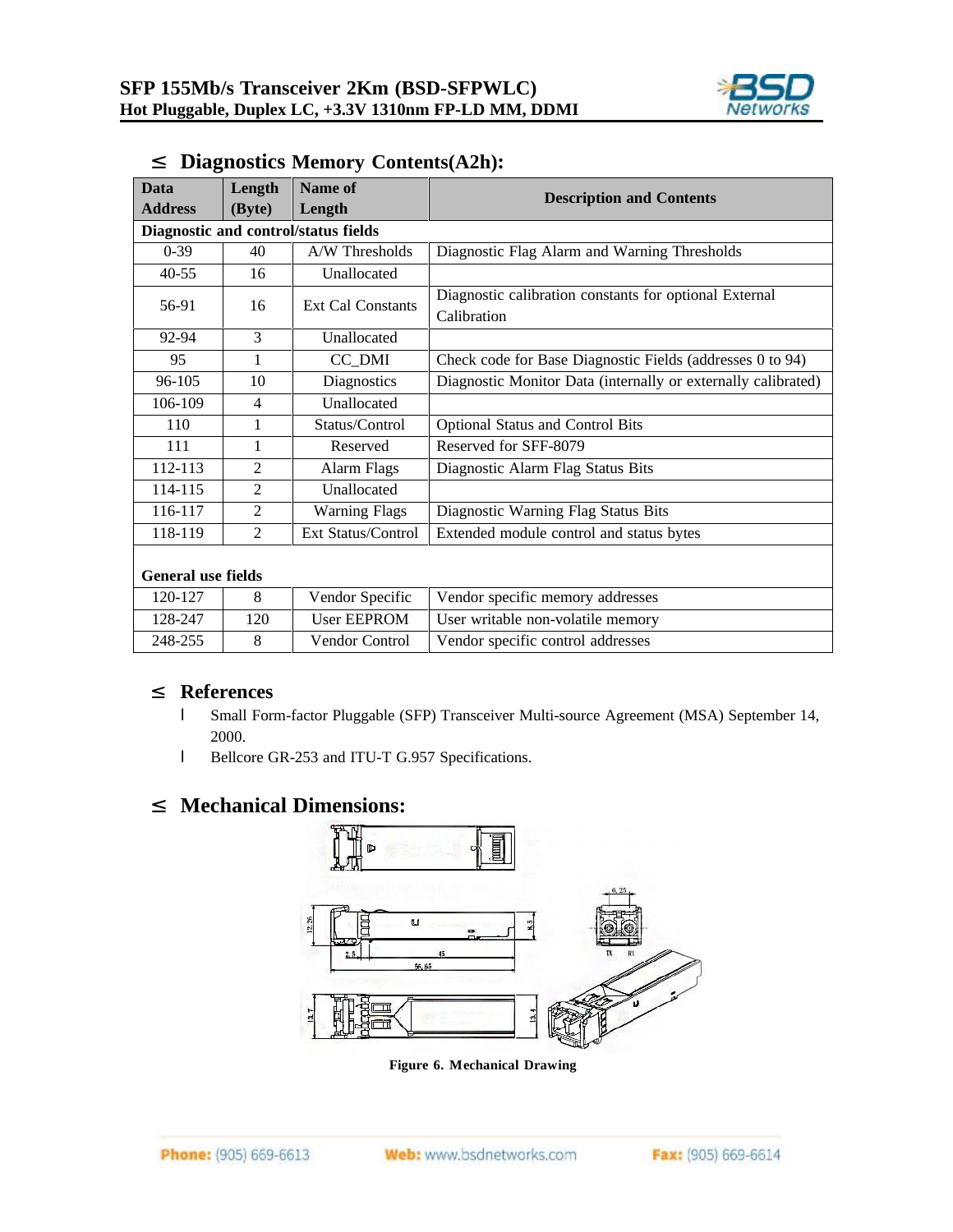## ≤ Diagnostics Memory Contents(A2h):

| Data Address | Length (Byte) | Name of Length | Description and Contents |
|---|---|---|---|
| **Diagnostic and control/status fields** | | | |
| 0-39 | 40 | A/W Thresholds | Diagnostic Flag Alarm and Warning Thresholds |
| 40-55 | 16 | Unallocated | |
| 56-91 | 16 | Ext Cal Constants | Diagnostic calibration constants for optional External Calibration |
| 92-94 | 3 | Unallocated | |
| 95 | 1 | CC_DMI | Check code for Base Diagnostic Fields (addresses 0 to 94) |
| 96-105 | 10 | Diagnostics | Diagnostic Monitor Data (internally or externally calibrated) |
| 106-109 | 4 | Unallocated | |
| 110 | 1 | Status/Control | Optional Status and Control Bits |
| 111 | 1 | Reserved | Reserved for SFF-8079 |
| 112-113 | 2 | Alarm Flags | Diagnostic Alarm Flag Status Bits |
| 114-115 | 2 | Unallocated | |
| 116-117 | 2 | Warning Flags | Diagnostic Warning Flag Status Bits |
| 118-119 | 2 | Ext Status/Control | Extended module control and status bytes |
| **General use fields** | | | |
| 120-127 | 8 | Vendor Specific | Vendor specific memory addresses |
| 128-247 | 120 | User EEPROM | User writable non-volatile memory |
| 248-255 | 8 | Vendor Control | Vendor specific control addresses |

## ≤ References

- Small Form-factor Pluggable (SFP) Transceiver Multi-source Agreement (MSA) September 14, 2000.
- Bellcore GR-253 and ITU-T G.957 Specifications.

## ≤ Mechanical Dimensions:

6.25

12.26

8.5

2.5

45

56.65

TX RX

13.7

13.4

**Figure 6. Mechanical Drawing**